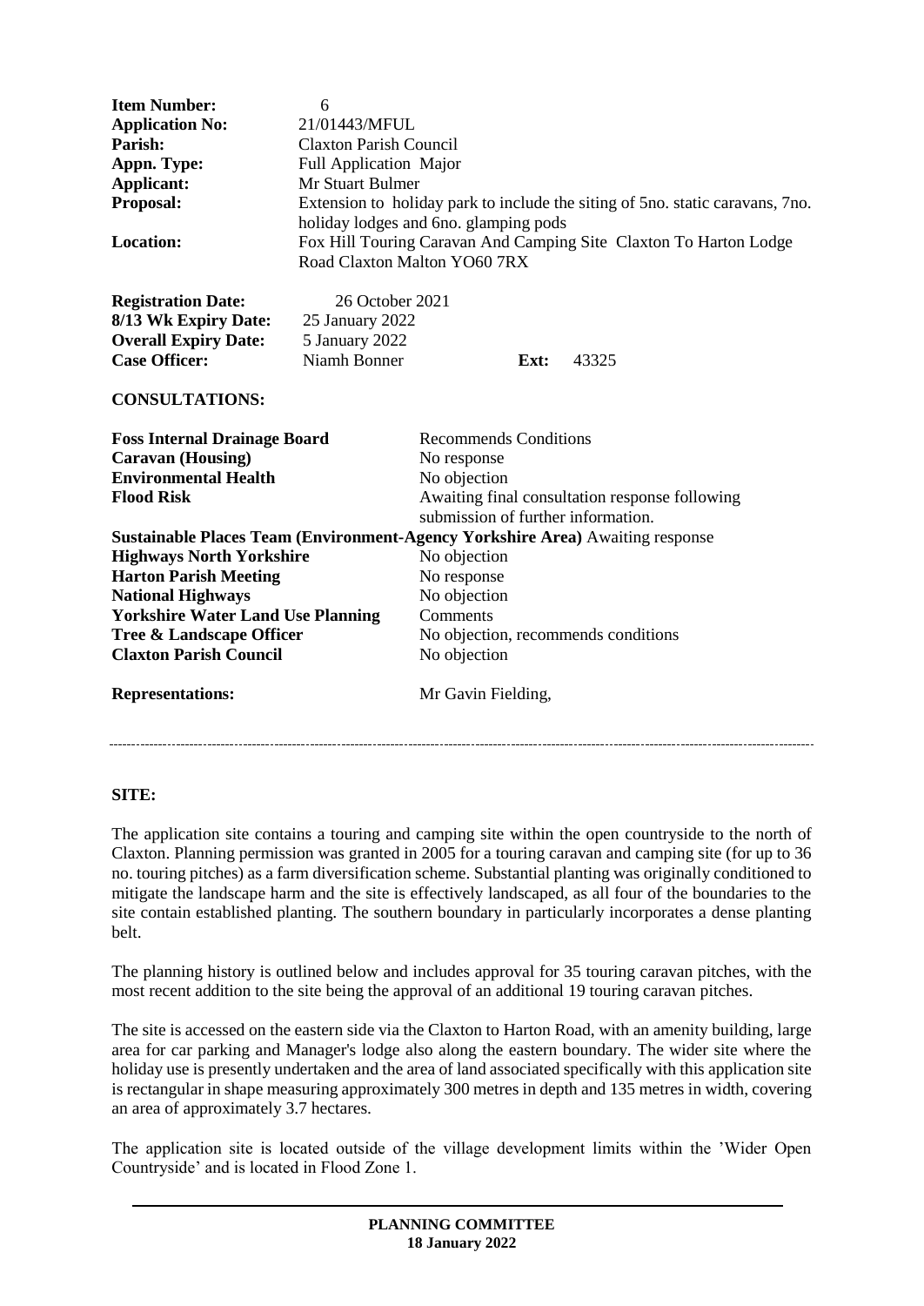| | | | |
|---|---|---|---|
| **Item Number:** | 6 | | |
| **Application No:** | 21/01443/MFUL | | |
| **Parish:** | Claxton Parish Council | | |
| **Appn. Type:** | Full Application Major | | |
| **Applicant:** | Mr Stuart Bulmer | | |
| **Proposal:** | Extension to holiday park to include the siting of 5no. static caravans, 7no. holiday lodges and 6no. glamping pods | | |
| **Location:** | Fox Hill Touring Caravan And Camping Site Claxton To Harton Lodge Road Claxton Malton YO60 7RX | | |
| **Registration Date:** | 26 October 2021 | | |
| **8/13 Wk Expiry Date:** | 25 January 2022 | | |
| **Overall Expiry Date:** | 5 January 2022 | | |
| **Case Officer:** | Niamh Bonner | **Ext:** | 43325 |

**CONSULTATIONS:**

| | |
|---|---|
| **Foss Internal Drainage Board** | Recommends Conditions |
| **Caravan (Housing)** | No response |
| **Environmental Health** | No objection |
| **Flood Risk** | Awaiting final consultation response following submission of further information. |
| **Sustainable Places Team (Environment-Agency Yorkshire Area)** | Awaiting response |
| **Highways North Yorkshire** | No objection |
| **Harton Parish Meeting** | No response |
| **National Highways** | No objection |
| **Yorkshire Water Land Use Planning** | Comments |
| **Tree & Landscape Officer** | No objection, recommends conditions |
| **Claxton Parish Council** | No objection |
| **Representations:** | Mr Gavin Fielding, |

---

**SITE:**

The application site contains a touring and camping site within the open countryside to the north of Claxton. Planning permission was granted in 2005 for a touring caravan and camping site (for up to 36 no. touring pitches) as a farm diversification scheme. Substantial planting was originally conditioned to mitigate the landscape harm and the site is effectively landscaped, as all four of the boundaries to the site contain established planting. The southern boundary in particularly incorporates a dense planting belt.

The planning history is outlined below and includes approval for 35 touring caravan pitches, with the most recent addition to the site being the approval of an additional 19 touring caravan pitches.

The site is accessed on the eastern side via the Claxton to Harton Road, with an amenity building, large area for car parking and Manager's lodge also along the eastern boundary. The wider site where the holiday use is presently undertaken and the area of land associated specifically with this application site is rectangular in shape measuring approximately 300 metres in depth and 135 metres in width, covering an area of approximately 3.7 hectares.

The application site is located outside of the village development limits within the 'Wider Open Countryside' and is located in Flood Zone 1.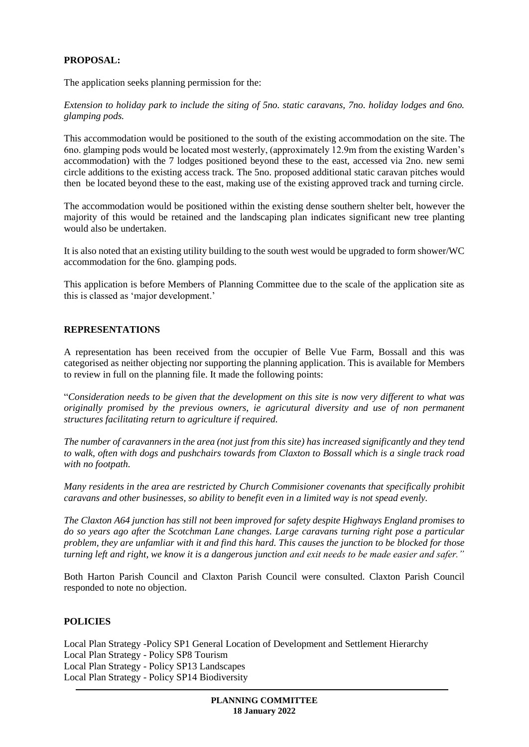## PROPOSAL:

The application seeks planning permission for the:

*Extension to holiday park to include the siting of 5no. static caravans, 7no. holiday lodges and 6no. glamping pods.*

This accommodation would be positioned to the south of the existing accommodation on the site. The 6no. glamping pods would be located most westerly, (approximately 12.9m from the existing Warden's accommodation) with the 7 lodges positioned beyond these to the east, accessed via 2no. new semi circle additions to the existing access track. The 5no. proposed additional static caravan pitches would then be located beyond these to the east, making use of the existing approved track and turning circle.

The accommodation would be positioned within the existing dense southern shelter belt, however the majority of this would be retained and the landscaping plan indicates significant new tree planting would also be undertaken.

It is also noted that an existing utility building to the south west would be upgraded to form shower/WC accommodation for the 6no. glamping pods.

This application is before Members of Planning Committee due to the scale of the application site as this is classed as 'major development.'

## REPRESENTATIONS

A representation has been received from the occupier of Belle Vue Farm, Bossall and this was categorised as neither objecting nor supporting the planning application. This is available for Members to review in full on the planning file. It made the following points:

"*Consideration needs to be given that the development on this site is now very different to what was originally promised by the previous owners, ie agricutural diversity and use of non permanent structures facilitating return to agriculture if required.*

*The number of caravanners in the area (not just from this site) has increased significantly and they tend to walk, often with dogs and pushchairs towards from Claxton to Bossall which is a single track road with no footpath.*

*Many residents in the area are restricted by Church Commisioner covenants that specifically prohibit caravans and other businesses, so ability to benefit even in a limited way is not spead evenly.*

*The Claxton A64 junction has still not been improved for safety despite Highways England promises to do so years ago after the Scotchman Lane changes. Large caravans turning right pose a particular problem, they are unfamliar with it and find this hard. This causes the junction to be blocked for those turning left and right, we know it is a dangerous junction and exit needs to be made easier and safer.*"

Both Harton Parish Council and Claxton Parish Council were consulted. Claxton Parish Council responded to note no objection.

## POLICIES

Local Plan Strategy -Policy SP1 General Location of Development and Settlement Hierarchy
Local Plan Strategy - Policy SP8 Tourism
Local Plan Strategy - Policy SP13 Landscapes
Local Plan Strategy - Policy SP14 Biodiversity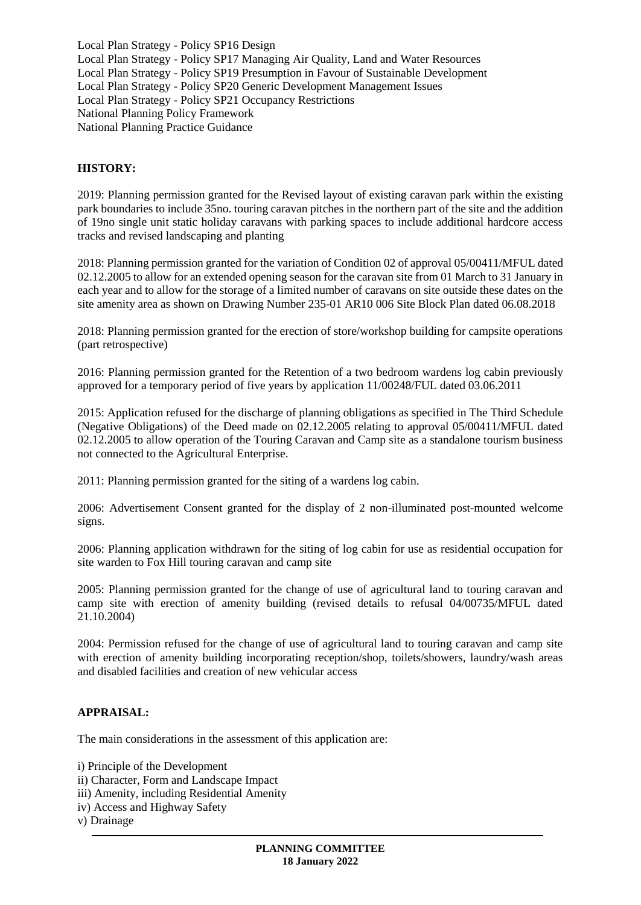Local Plan Strategy - Policy SP16 Design
Local Plan Strategy - Policy SP17 Managing Air Quality, Land and Water Resources
Local Plan Strategy - Policy SP19 Presumption in Favour of Sustainable Development
Local Plan Strategy - Policy SP20 Generic Development Management Issues
Local Plan Strategy - Policy SP21 Occupancy Restrictions
National Planning Policy Framework
National Planning Practice Guidance

**HISTORY:**

2019: Planning permission granted for the Revised layout of existing caravan park within the existing park boundaries to include 35no. touring caravan pitches in the northern part of the site and the addition of 19no single unit static holiday caravans with parking spaces to include additional hardcore access tracks and revised landscaping and planting

2018: Planning permission granted for the variation of Condition 02 of approval 05/00411/MFUL dated 02.12.2005 to allow for an extended opening season for the caravan site from 01 March to 31 January in each year and to allow for the storage of a limited number of caravans on site outside these dates on the site amenity area as shown on Drawing Number 235-01 AR10 006 Site Block Plan dated 06.08.2018

2018: Planning permission granted for the erection of store/workshop building for campsite operations (part retrospective)

2016: Planning permission granted for the Retention of a two bedroom wardens log cabin previously approved for a temporary period of five years by application 11/00248/FUL dated 03.06.2011

2015: Application refused for the discharge of planning obligations as specified in The Third Schedule (Negative Obligations) of the Deed made on 02.12.2005 relating to approval 05/00411/MFUL dated 02.12.2005 to allow operation of the Touring Caravan and Camp site as a standalone tourism business not connected to the Agricultural Enterprise.

2011: Planning permission granted for the siting of a wardens log cabin.

2006: Advertisement Consent granted for the display of 2 non-illuminated post-mounted welcome signs.

2006: Planning application withdrawn for the siting of log cabin for use as residential occupation for site warden to Fox Hill touring caravan and camp site

2005: Planning permission granted for the change of use of agricultural land to touring caravan and camp site with erection of amenity building (revised details to refusal 04/00735/MFUL dated 21.10.2004)

2004: Permission refused for the change of use of agricultural land to touring caravan and camp site with erection of amenity building incorporating reception/shop, toilets/showers, laundry/wash areas and disabled facilities and creation of new vehicular access

**APPRAISAL:**

The main considerations in the assessment of this application are:

i) Principle of the Development
ii) Character, Form and Landscape Impact
iii) Amenity, including Residential Amenity
iv) Access and Highway Safety
v) Drainage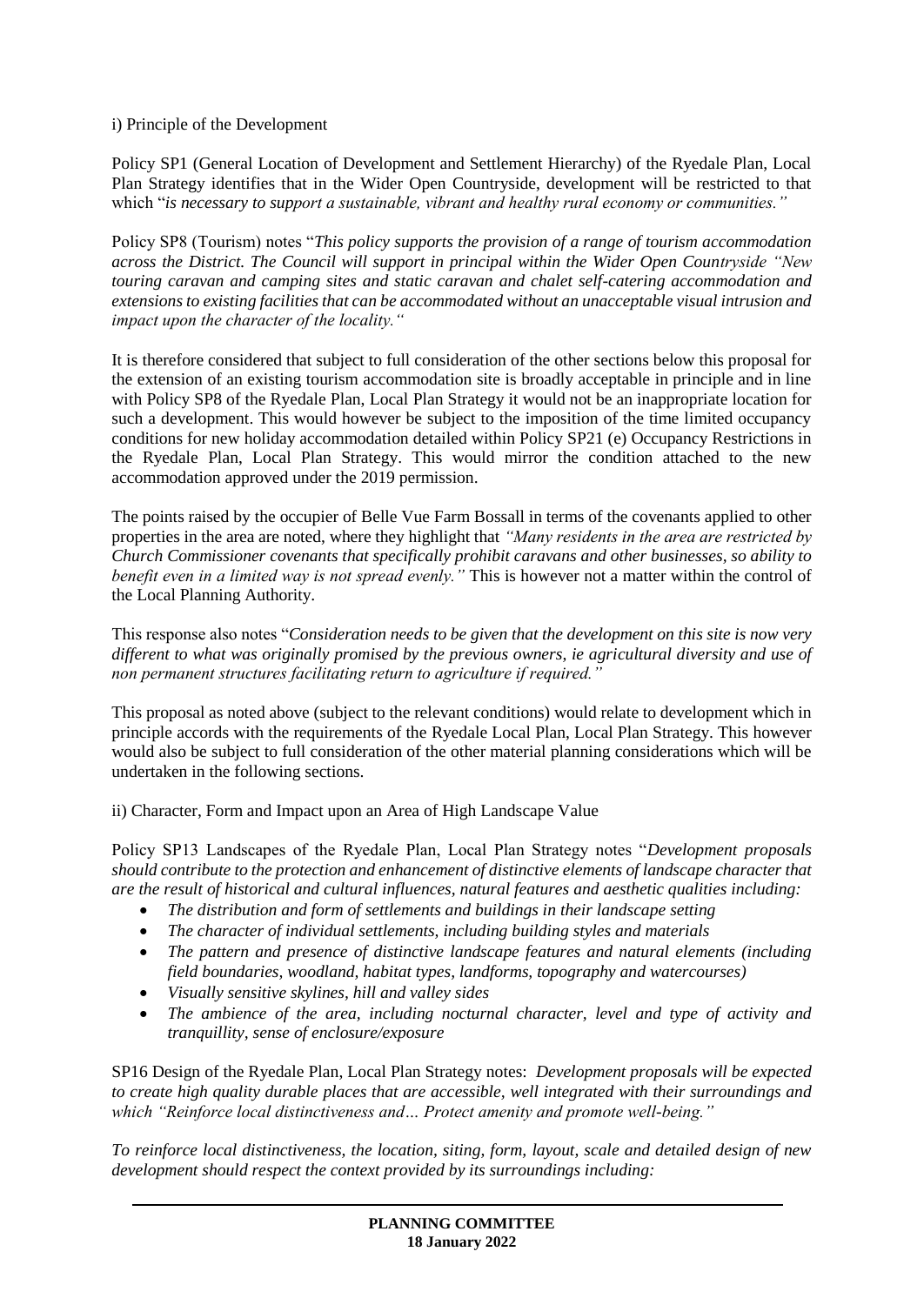i) Principle of the Development

Policy SP1 (General Location of Development and Settlement Hierarchy) of the Ryedale Plan, Local Plan Strategy identifies that in the Wider Open Countryside, development will be restricted to that which "*is necessary to support a sustainable, vibrant and healthy rural economy or communities."*

Policy SP8 (Tourism) notes "*This policy supports the provision of a range of tourism accommodation across the District. The Council will support in principal within the Wider Open Countryside "New touring caravan and camping sites and static caravan and chalet self-catering accommodation and extensions to existing facilities that can be accommodated without an unacceptable visual intrusion and impact upon the character of the locality."*

It is therefore considered that subject to full consideration of the other sections below this proposal for the extension of an existing tourism accommodation site is broadly acceptable in principle and in line with Policy SP8 of the Ryedale Plan, Local Plan Strategy it would not be an inappropriate location for such a development. This would however be subject to the imposition of the time limited occupancy conditions for new holiday accommodation detailed within Policy SP21 (e) Occupancy Restrictions in the Ryedale Plan, Local Plan Strategy. This would mirror the condition attached to the new accommodation approved under the 2019 permission.

The points raised by the occupier of Belle Vue Farm Bossall in terms of the covenants applied to other properties in the area are noted, where they highlight that *"Many residents in the area are restricted by Church Commissioner covenants that specifically prohibit caravans and other businesses, so ability to benefit even in a limited way is not spread evenly."* This is however not a matter within the control of the Local Planning Authority.

This response also notes "*Consideration needs to be given that the development on this site is now very different to what was originally promised by the previous owners, ie agricultural diversity and use of non permanent structures facilitating return to agriculture if required."*

This proposal as noted above (subject to the relevant conditions) would relate to development which in principle accords with the requirements of the Ryedale Local Plan, Local Plan Strategy. This however would also be subject to full consideration of the other material planning considerations which will be undertaken in the following sections.

ii) Character, Form and Impact upon an Area of High Landscape Value

Policy SP13 Landscapes of the Ryedale Plan, Local Plan Strategy notes "*Development proposals should contribute to the protection and enhancement of distinctive elements of landscape character that are the result of historical and cultural influences, natural features and aesthetic qualities including:*

- *The distribution and form of settlements and buildings in their landscape setting*
- *The character of individual settlements, including building styles and materials*
- *The pattern and presence of distinctive landscape features and natural elements (including field boundaries, woodland, habitat types, landforms, topography and watercourses)*
- *Visually sensitive skylines, hill and valley sides*
- *The ambience of the area, including nocturnal character, level and type of activity and tranquillity, sense of enclosure/exposure*

SP16 Design of the Ryedale Plan, Local Plan Strategy notes: *Development proposals will be expected to create high quality durable places that are accessible, well integrated with their surroundings and which "Reinforce local distinctiveness and… Protect amenity and promote well-being."*

*To reinforce local distinctiveness, the location, siting, form, layout, scale and detailed design of new development should respect the context provided by its surroundings including:*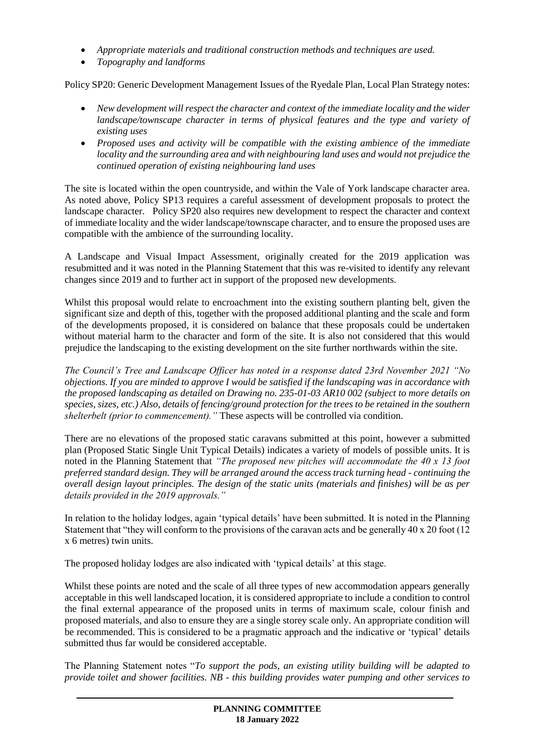- *Appropriate materials and traditional construction methods and techniques are used.*
- *Topography and landforms*

Policy SP20: Generic Development Management Issues of the Ryedale Plan, Local Plan Strategy notes:

- *New development will respect the character and context of the immediate locality and the wider landscape/townscape character in terms of physical features and the type and variety of existing uses*
- *Proposed uses and activity will be compatible with the existing ambience of the immediate locality and the surrounding area and with neighbouring land uses and would not prejudice the continued operation of existing neighbouring land uses*

The site is located within the open countryside, and within the Vale of York landscape character area. As noted above, Policy SP13 requires a careful assessment of development proposals to protect the landscape character. Policy SP20 also requires new development to respect the character and context of immediate locality and the wider landscape/townscape character, and to ensure the proposed uses are compatible with the ambience of the surrounding locality.

A Landscape and Visual Impact Assessment, originally created for the 2019 application was resubmitted and it was noted in the Planning Statement that this was re-visited to identify any relevant changes since 2019 and to further act in support of the proposed new developments.

Whilst this proposal would relate to encroachment into the existing southern planting belt, given the significant size and depth of this, together with the proposed additional planting and the scale and form of the developments proposed, it is considered on balance that these proposals could be undertaken without material harm to the character and form of the site. It is also not considered that this would prejudice the landscaping to the existing development on the site further northwards within the site.

*The Council's Tree and Landscape Officer has noted in a response dated 23rd November 2021 "No objections. If you are minded to approve I would be satisfied if the landscaping was in accordance with the proposed landscaping as detailed on Drawing no. 235-01-03 AR10 002 (subject to more details on species, sizes, etc.) Also, details of fencing/ground protection for the trees to be retained in the southern shelterbelt (prior to commencement)."* These aspects will be controlled via condition.

There are no elevations of the proposed static caravans submitted at this point, however a submitted plan (Proposed Static Single Unit Typical Details) indicates a variety of models of possible units. It is noted in the Planning Statement that *"The proposed new pitches will accommodate the 40 x 13 foot preferred standard design. They will be arranged around the access track turning head - continuing the overall design layout principles. The design of the static units (materials and finishes) will be as per details provided in the 2019 approvals."*

In relation to the holiday lodges, again 'typical details' have been submitted. It is noted in the Planning Statement that "they will conform to the provisions of the caravan acts and be generally 40 x 20 foot (12 x 6 metres) twin units.

The proposed holiday lodges are also indicated with 'typical details' at this stage.

Whilst these points are noted and the scale of all three types of new accommodation appears generally acceptable in this well landscaped location, it is considered appropriate to include a condition to control the final external appearance of the proposed units in terms of maximum scale, colour finish and proposed materials, and also to ensure they are a single storey scale only. An appropriate condition will be recommended. This is considered to be a pragmatic approach and the indicative or 'typical' details submitted thus far would be considered acceptable.

The Planning Statement notes "*To support the pods, an existing utility building will be adapted to provide toilet and shower facilities. NB - this building provides water pumping and other services to*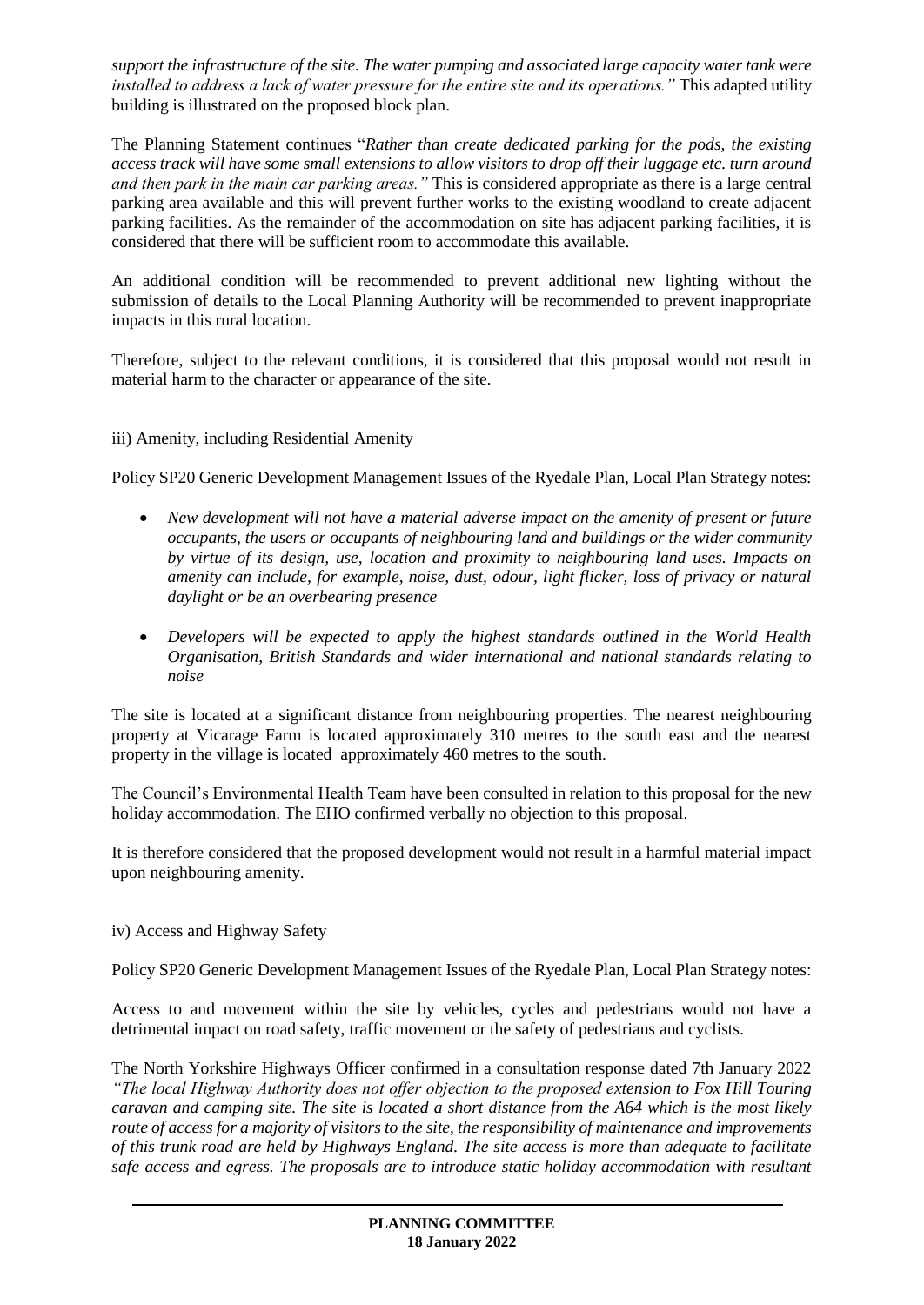*support the infrastructure of the site. The water pumping and associated large capacity water tank were installed to address a lack of water pressure for the entire site and its operations."* This adapted utility building is illustrated on the proposed block plan.

The Planning Statement continues "*Rather than create dedicated parking for the pods, the existing access track will have some small extensions to allow visitors to drop off their luggage etc. turn around and then park in the main car parking areas."* This is considered appropriate as there is a large central parking area available and this will prevent further works to the existing woodland to create adjacent parking facilities. As the remainder of the accommodation on site has adjacent parking facilities, it is considered that there will be sufficient room to accommodate this available.

An additional condition will be recommended to prevent additional new lighting without the submission of details to the Local Planning Authority will be recommended to prevent inappropriate impacts in this rural location.

Therefore, subject to the relevant conditions, it is considered that this proposal would not result in material harm to the character or appearance of the site.

iii) Amenity, including Residential Amenity

Policy SP20 Generic Development Management Issues of the Ryedale Plan, Local Plan Strategy notes:

- *New development will not have a material adverse impact on the amenity of present or future occupants, the users or occupants of neighbouring land and buildings or the wider community by virtue of its design, use, location and proximity to neighbouring land uses. Impacts on amenity can include, for example, noise, dust, odour, light flicker, loss of privacy or natural daylight or be an overbearing presence*
- *Developers will be expected to apply the highest standards outlined in the World Health Organisation, British Standards and wider international and national standards relating to noise*

The site is located at a significant distance from neighbouring properties. The nearest neighbouring property at Vicarage Farm is located approximately 310 metres to the south east and the nearest property in the village is located approximately 460 metres to the south.

The Council's Environmental Health Team have been consulted in relation to this proposal for the new holiday accommodation. The EHO confirmed verbally no objection to this proposal.

It is therefore considered that the proposed development would not result in a harmful material impact upon neighbouring amenity.

iv) Access and Highway Safety

Policy SP20 Generic Development Management Issues of the Ryedale Plan, Local Plan Strategy notes:

Access to and movement within the site by vehicles, cycles and pedestrians would not have a detrimental impact on road safety, traffic movement or the safety of pedestrians and cyclists.

The North Yorkshire Highways Officer confirmed in a consultation response dated 7th January 2022 *"The local Highway Authority does not offer objection to the proposed extension to Fox Hill Touring caravan and camping site. The site is located a short distance from the A64 which is the most likely route of access for a majority of visitors to the site, the responsibility of maintenance and improvements of this trunk road are held by Highways England. The site access is more than adequate to facilitate safe access and egress. The proposals are to introduce static holiday accommodation with resultant*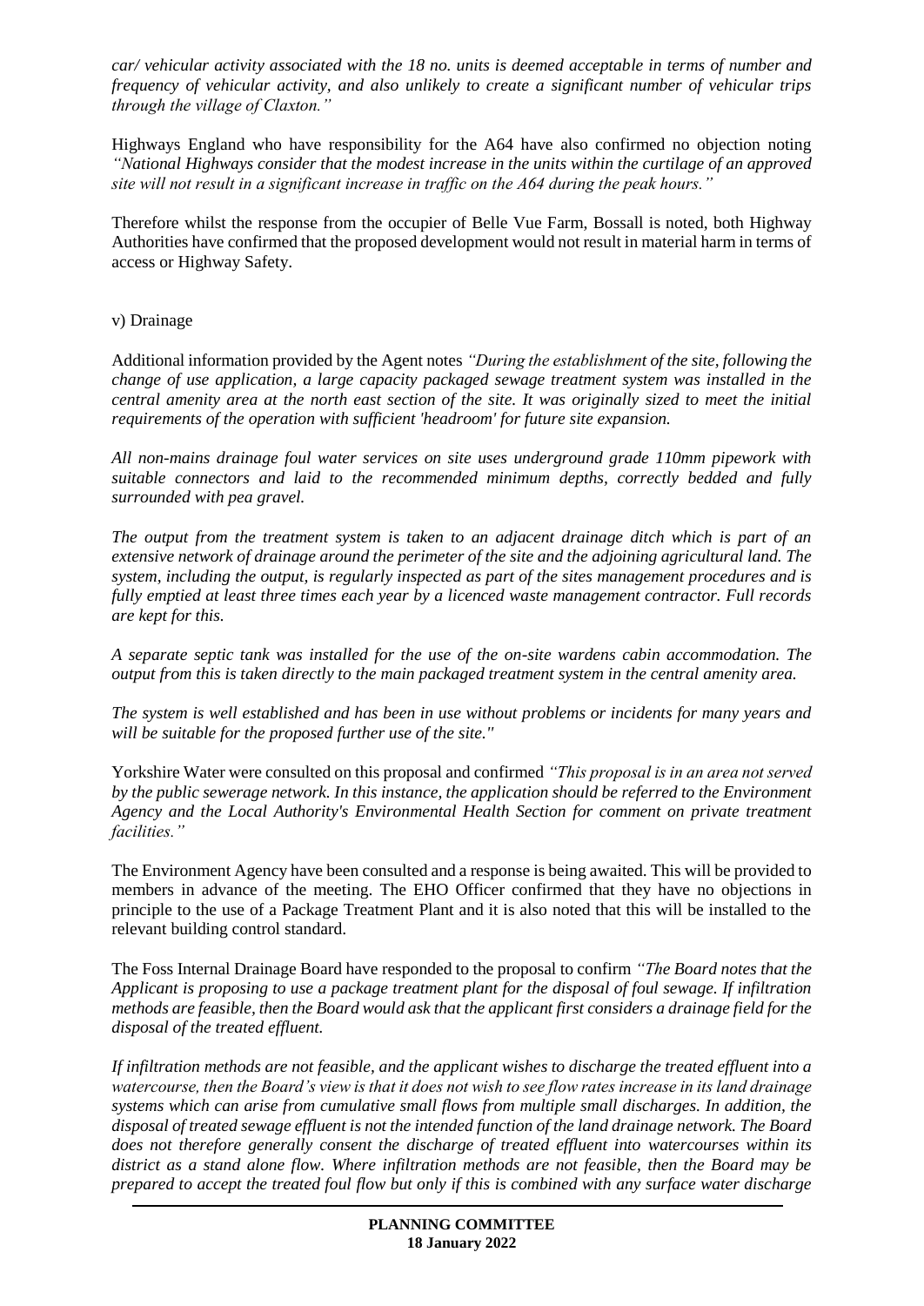*car/ vehicular activity associated with the 18 no. units is deemed acceptable in terms of number and frequency of vehicular activity, and also unlikely to create a significant number of vehicular trips through the village of Claxton."*

Highways England who have responsibility for the A64 have also confirmed no objection noting *"National Highways consider that the modest increase in the units within the curtilage of an approved site will not result in a significant increase in traffic on the A64 during the peak hours."*

Therefore whilst the response from the occupier of Belle Vue Farm, Bossall is noted, both Highway Authorities have confirmed that the proposed development would not result in material harm in terms of access or Highway Safety.

v) Drainage

Additional information provided by the Agent notes *"During the establishment of the site, following the change of use application, a large capacity packaged sewage treatment system was installed in the central amenity area at the north east section of the site. It was originally sized to meet the initial requirements of the operation with sufficient 'headroom' for future site expansion.*

*All non-mains drainage foul water services on site uses underground grade 110mm pipework with suitable connectors and laid to the recommended minimum depths, correctly bedded and fully surrounded with pea gravel.*

*The output from the treatment system is taken to an adjacent drainage ditch which is part of an extensive network of drainage around the perimeter of the site and the adjoining agricultural land. The system, including the output, is regularly inspected as part of the sites management procedures and is fully emptied at least three times each year by a licenced waste management contractor. Full records are kept for this.*

*A separate septic tank was installed for the use of the on-site wardens cabin accommodation. The output from this is taken directly to the main packaged treatment system in the central amenity area.*

*The system is well established and has been in use without problems or incidents for many years and will be suitable for the proposed further use of the site."*

Yorkshire Water were consulted on this proposal and confirmed *"This proposal is in an area not served by the public sewerage network. In this instance, the application should be referred to the Environment Agency and the Local Authority's Environmental Health Section for comment on private treatment facilities."*

The Environment Agency have been consulted and a response is being awaited. This will be provided to members in advance of the meeting. The EHO Officer confirmed that they have no objections in principle to the use of a Package Treatment Plant and it is also noted that this will be installed to the relevant building control standard.

The Foss Internal Drainage Board have responded to the proposal to confirm *"The Board notes that the Applicant is proposing to use a package treatment plant for the disposal of foul sewage. If infiltration methods are feasible, then the Board would ask that the applicant first considers a drainage field for the disposal of the treated effluent.*

*If infiltration methods are not feasible, and the applicant wishes to discharge the treated effluent into a watercourse, then the Board's view is that it does not wish to see flow rates increase in its land drainage systems which can arise from cumulative small flows from multiple small discharges. In addition, the disposal of treated sewage effluent is not the intended function of the land drainage network. The Board does not therefore generally consent the discharge of treated effluent into watercourses within its district as a stand alone flow. Where infiltration methods are not feasible, then the Board may be prepared to accept the treated foul flow but only if this is combined with any surface water discharge*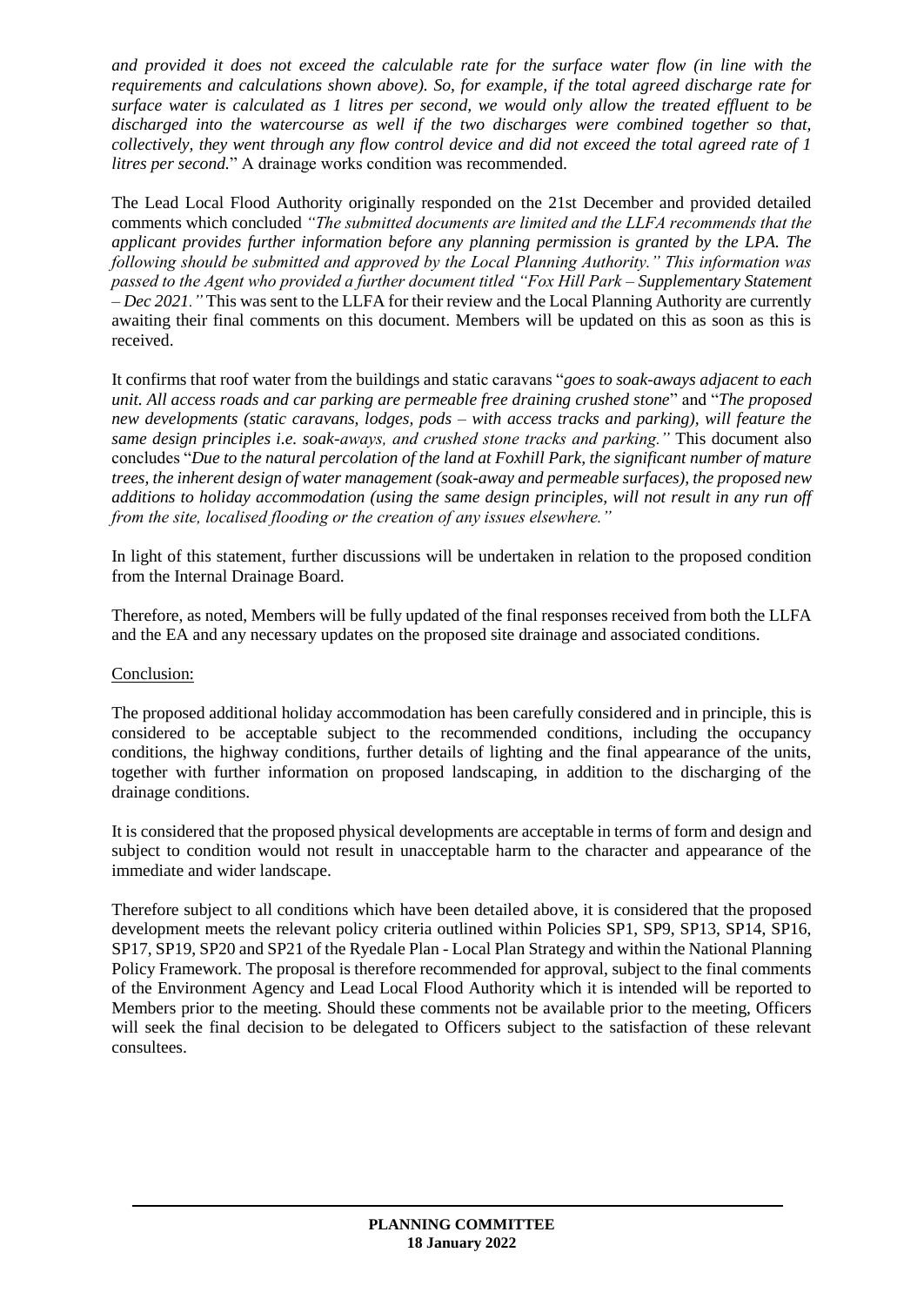*and provided it does not exceed the calculable rate for the surface water flow (in line with the requirements and calculations shown above). So, for example, if the total agreed discharge rate for surface water is calculated as 1 litres per second, we would only allow the treated effluent to be discharged into the watercourse as well if the two discharges were combined together so that, collectively, they went through any flow control device and did not exceed the total agreed rate of 1 litres per second.*" A drainage works condition was recommended.

The Lead Local Flood Authority originally responded on the 21st December and provided detailed comments which concluded *"The submitted documents are limited and the LLFA recommends that the applicant provides further information before any planning permission is granted by the LPA. The following should be submitted and approved by the Local Planning Authority." This information was passed to the Agent who provided a further document titled "Fox Hill Park – Supplementary Statement – Dec 2021."* This was sent to the LLFA for their review and the Local Planning Authority are currently awaiting their final comments on this document. Members will be updated on this as soon as this is received.

It confirms that roof water from the buildings and static caravans "*goes to soak-aways adjacent to each unit. All access roads and car parking are permeable free draining crushed stone*" and "*The proposed new developments (static caravans, lodges, pods – with access tracks and parking), will feature the same design principles i.e. soak-aways, and crushed stone tracks and parking."* This document also concludes "*Due to the natural percolation of the land at Foxhill Park, the significant number of mature trees, the inherent design of water management (soak-away and permeable surfaces), the proposed new additions to holiday accommodation (using the same design principles, will not result in any run off from the site, localised flooding or the creation of any issues elsewhere."*

In light of this statement, further discussions will be undertaken in relation to the proposed condition from the Internal Drainage Board.

Therefore, as noted, Members will be fully updated of the final responses received from both the LLFA and the EA and any necessary updates on the proposed site drainage and associated conditions.

Conclusion:

The proposed additional holiday accommodation has been carefully considered and in principle, this is considered to be acceptable subject to the recommended conditions, including the occupancy conditions, the highway conditions, further details of lighting and the final appearance of the units, together with further information on proposed landscaping, in addition to the discharging of the drainage conditions.

It is considered that the proposed physical developments are acceptable in terms of form and design and subject to condition would not result in unacceptable harm to the character and appearance of the immediate and wider landscape.

Therefore subject to all conditions which have been detailed above, it is considered that the proposed development meets the relevant policy criteria outlined within Policies SP1, SP9, SP13, SP14, SP16, SP17, SP19, SP20 and SP21 of the Ryedale Plan - Local Plan Strategy and within the National Planning Policy Framework. The proposal is therefore recommended for approval, subject to the final comments of the Environment Agency and Lead Local Flood Authority which it is intended will be reported to Members prior to the meeting. Should these comments not be available prior to the meeting, Officers will seek the final decision to be delegated to Officers subject to the satisfaction of these relevant consultees.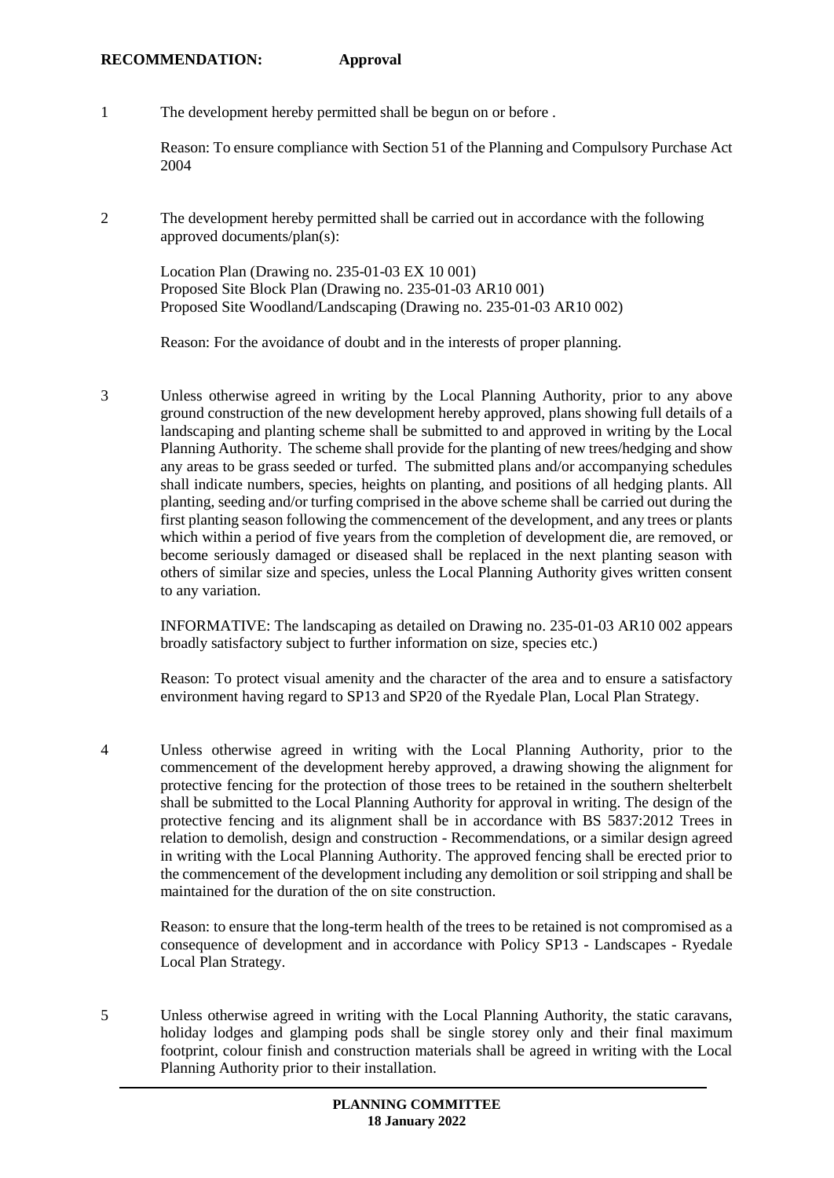**RECOMMENDATION: Approval**

1 The development hereby permitted shall be begun on or before .

Reason: To ensure compliance with Section 51 of the Planning and Compulsory Purchase Act 2004

2 The development hereby permitted shall be carried out in accordance with the following approved documents/plan(s):

Location Plan (Drawing no. 235-01-03 EX 10 001)
Proposed Site Block Plan (Drawing no. 235-01-03 AR10 001)
Proposed Site Woodland/Landscaping (Drawing no. 235-01-03 AR10 002)

Reason: For the avoidance of doubt and in the interests of proper planning.

3 Unless otherwise agreed in writing by the Local Planning Authority, prior to any above ground construction of the new development hereby approved, plans showing full details of a landscaping and planting scheme shall be submitted to and approved in writing by the Local Planning Authority. The scheme shall provide for the planting of new trees/hedging and show any areas to be grass seeded or turfed. The submitted plans and/or accompanying schedules shall indicate numbers, species, heights on planting, and positions of all hedging plants. All planting, seeding and/or turfing comprised in the above scheme shall be carried out during the first planting season following the commencement of the development, and any trees or plants which within a period of five years from the completion of development die, are removed, or become seriously damaged or diseased shall be replaced in the next planting season with others of similar size and species, unless the Local Planning Authority gives written consent to any variation.

INFORMATIVE: The landscaping as detailed on Drawing no. 235-01-03 AR10 002 appears broadly satisfactory subject to further information on size, species etc.)

Reason: To protect visual amenity and the character of the area and to ensure a satisfactory environment having regard to SP13 and SP20 of the Ryedale Plan, Local Plan Strategy.

4 Unless otherwise agreed in writing with the Local Planning Authority, prior to the commencement of the development hereby approved, a drawing showing the alignment for protective fencing for the protection of those trees to be retained in the southern shelterbelt shall be submitted to the Local Planning Authority for approval in writing. The design of the protective fencing and its alignment shall be in accordance with BS 5837:2012 Trees in relation to demolish, design and construction - Recommendations, or a similar design agreed in writing with the Local Planning Authority. The approved fencing shall be erected prior to the commencement of the development including any demolition or soil stripping and shall be maintained for the duration of the on site construction.

Reason: to ensure that the long-term health of the trees to be retained is not compromised as a consequence of development and in accordance with Policy SP13 - Landscapes - Ryedale Local Plan Strategy.

5 Unless otherwise agreed in writing with the Local Planning Authority, the static caravans, holiday lodges and glamping pods shall be single storey only and their final maximum footprint, colour finish and construction materials shall be agreed in writing with the Local Planning Authority prior to their installation.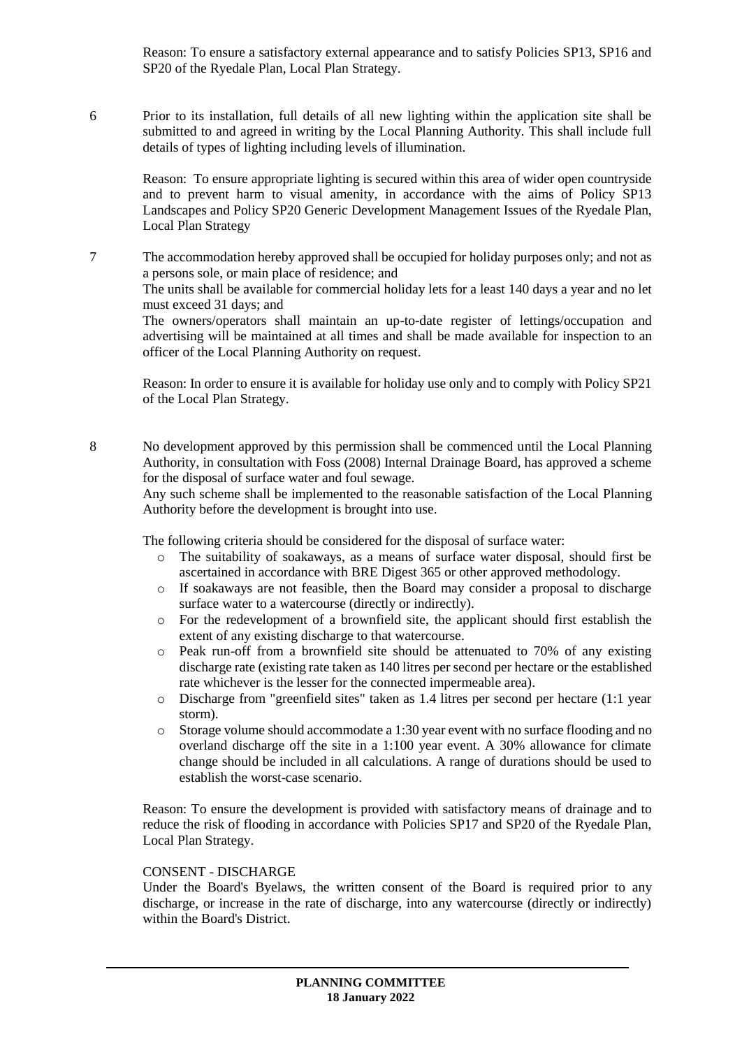Reason: To ensure a satisfactory external appearance and to satisfy Policies SP13, SP16 and SP20 of the Ryedale Plan, Local Plan Strategy.

6 Prior to its installation, full details of all new lighting within the application site shall be submitted to and agreed in writing by the Local Planning Authority. This shall include full details of types of lighting including levels of illumination.

Reason: To ensure appropriate lighting is secured within this area of wider open countryside and to prevent harm to visual amenity, in accordance with the aims of Policy SP13 Landscapes and Policy SP20 Generic Development Management Issues of the Ryedale Plan, Local Plan Strategy

7 The accommodation hereby approved shall be occupied for holiday purposes only; and not as a persons sole, or main place of residence; and
The units shall be available for commercial holiday lets for a least 140 days a year and no let must exceed 31 days; and
The owners/operators shall maintain an up-to-date register of lettings/occupation and advertising will be maintained at all times and shall be made available for inspection to an officer of the Local Planning Authority on request.

Reason: In order to ensure it is available for holiday use only and to comply with Policy SP21 of the Local Plan Strategy.

8 No development approved by this permission shall be commenced until the Local Planning Authority, in consultation with Foss (2008) Internal Drainage Board, has approved a scheme for the disposal of surface water and foul sewage.
Any such scheme shall be implemented to the reasonable satisfaction of the Local Planning Authority before the development is brought into use.

The following criteria should be considered for the disposal of surface water:

- The suitability of soakaways, as a means of surface water disposal, should first be ascertained in accordance with BRE Digest 365 or other approved methodology.
- If soakaways are not feasible, then the Board may consider a proposal to discharge surface water to a watercourse (directly or indirectly).
- For the redevelopment of a brownfield site, the applicant should first establish the extent of any existing discharge to that watercourse.
- Peak run-off from a brownfield site should be attenuated to 70% of any existing discharge rate (existing rate taken as 140 litres per second per hectare or the established rate whichever is the lesser for the connected impermeable area).
- Discharge from "greenfield sites" taken as 1.4 litres per second per hectare (1:1 year storm).
- Storage volume should accommodate a 1:30 year event with no surface flooding and no overland discharge off the site in a 1:100 year event. A 30% allowance for climate change should be included in all calculations. A range of durations should be used to establish the worst-case scenario.

Reason: To ensure the development is provided with satisfactory means of drainage and to reduce the risk of flooding in accordance with Policies SP17 and SP20 of the Ryedale Plan, Local Plan Strategy.

CONSENT - DISCHARGE

Under the Board's Byelaws, the written consent of the Board is required prior to any discharge, or increase in the rate of discharge, into any watercourse (directly or indirectly) within the Board's District.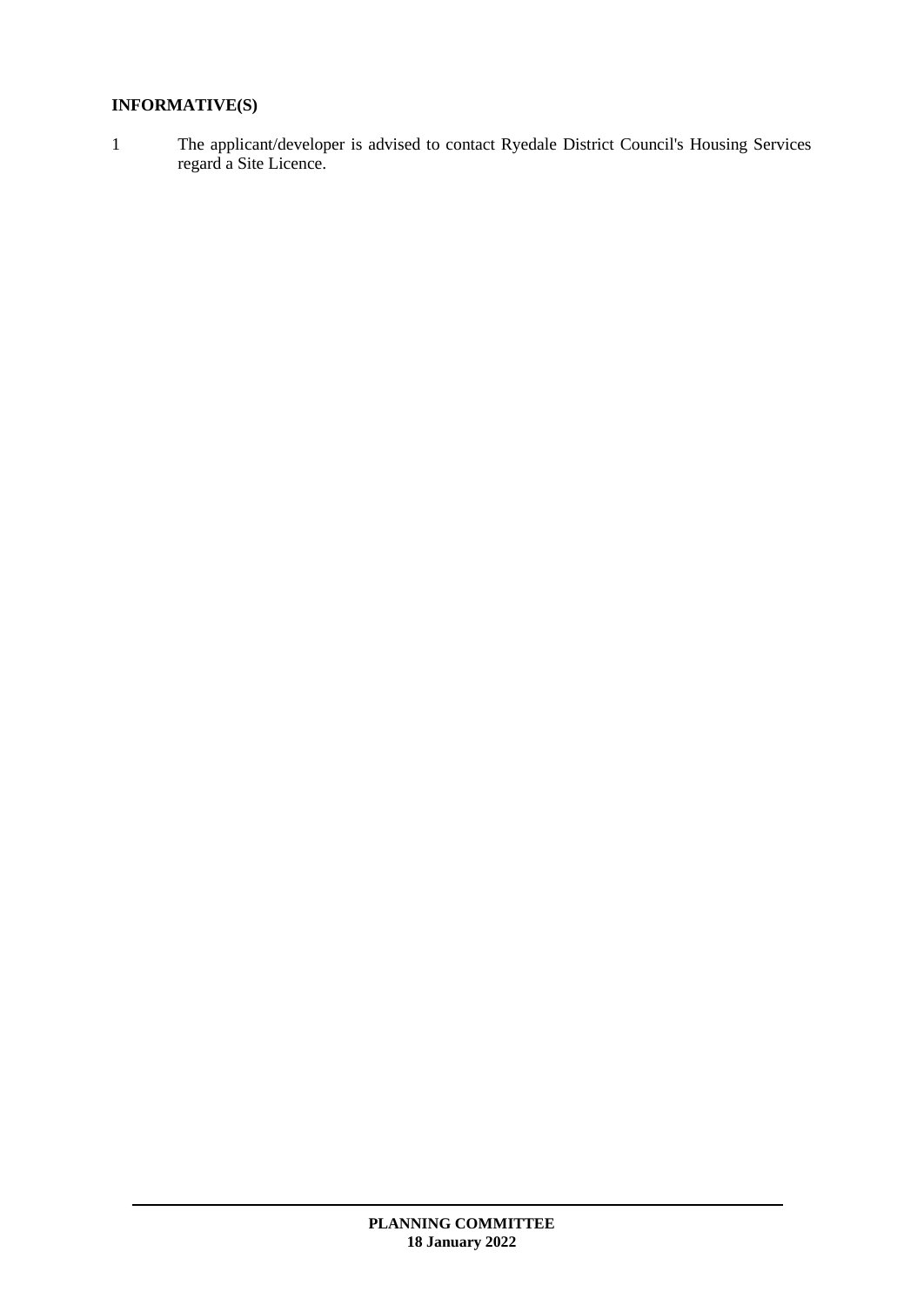**INFORMATIVE(S)**

1 The applicant/developer is advised to contact Ryedale District Council's Housing Services regard a Site Licence.